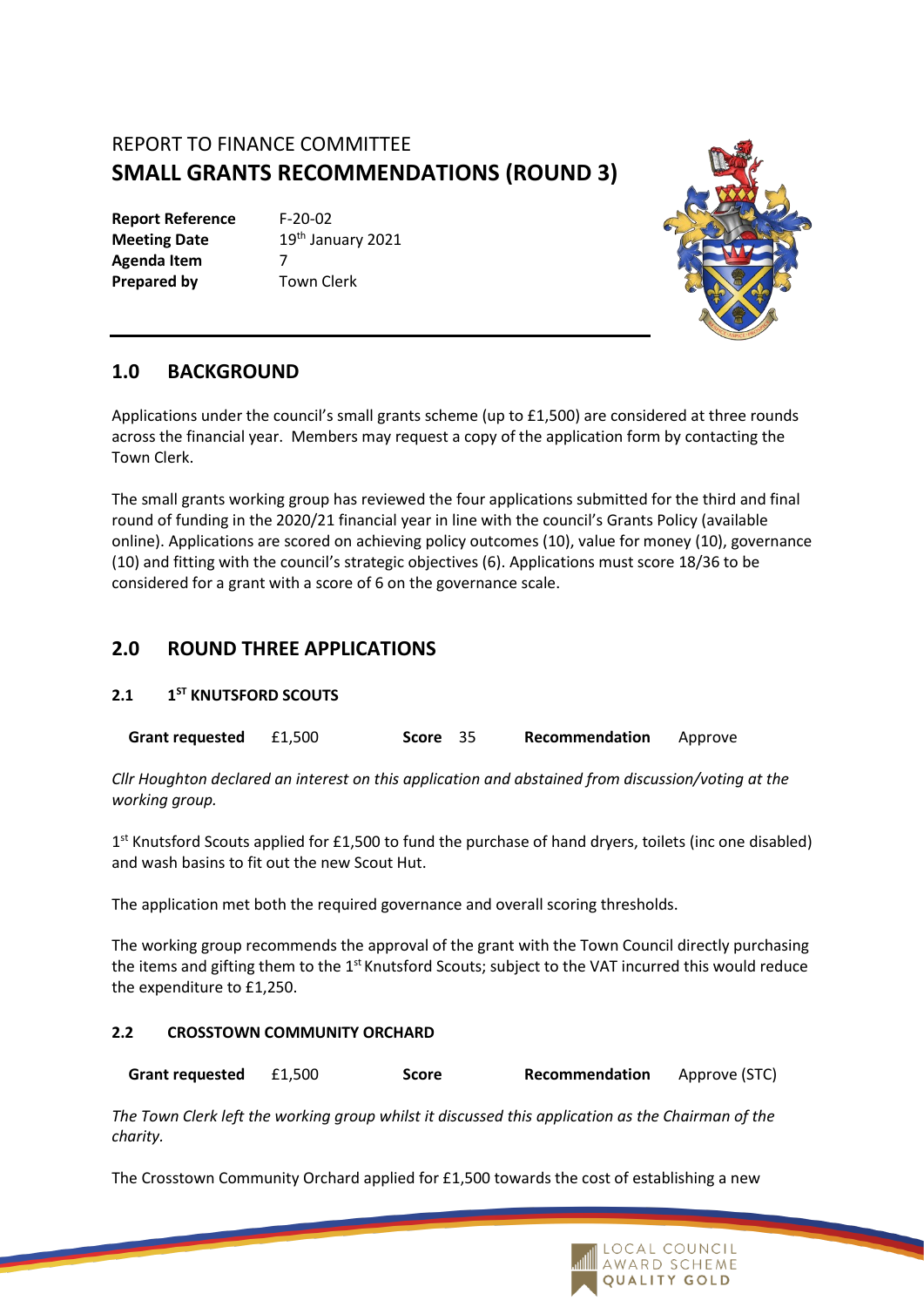REPORT TO FINANCE COMMITTEE

# SMALL GRANTS RECOMMENDATIONS (ROUND 3)

**Report Reference** F-20-02
**Meeting Date** 19th January 2021
**Agenda Item** 7
**Prepared by** Town Clerk

## 1.0 BACKGROUND

Applications under the council's small grants scheme (up to £1,500) are considered at three rounds across the financial year. Members may request a copy of the application form by contacting the Town Clerk.

The small grants working group has reviewed the four applications submitted for the third and final round of funding in the 2020/21 financial year in line with the council's Grants Policy (available online). Applications are scored on achieving policy outcomes (10), value for money (10), governance (10) and fitting with the council's strategic objectives (6). Applications must score 18/36 to be considered for a grant with a score of 6 on the governance scale.

## 2.0 ROUND THREE APPLICATIONS

### 2.1 1ST KNUTSFORD SCOUTS

| **Grant requested** | £1,500 | **Score** | 35 | **Recommendation** | Approve |
|---|---|---|---|---|---|

*Cllr Houghton declared an interest on this application and abstained from discussion/voting at the working group.*

1st Knutsford Scouts applied for £1,500 to fund the purchase of hand dryers, toilets (inc one disabled) and wash basins to fit out the new Scout Hut.

The application met both the required governance and overall scoring thresholds.

The working group recommends the approval of the grant with the Town Council directly purchasing the items and gifting them to the 1st Knutsford Scouts; subject to the VAT incurred this would reduce the expenditure to £1,250.

### 2.2 CROSSTOWN COMMUNITY ORCHARD

| **Grant requested** | £1,500 | **Score** | | **Recommendation** | Approve (STC) |
|---|---|---|---|---|---|

*The Town Clerk left the working group whilst it discussed this application as the Chairman of the charity.*

The Crosstown Community Orchard applied for £1,500 towards the cost of establishing a new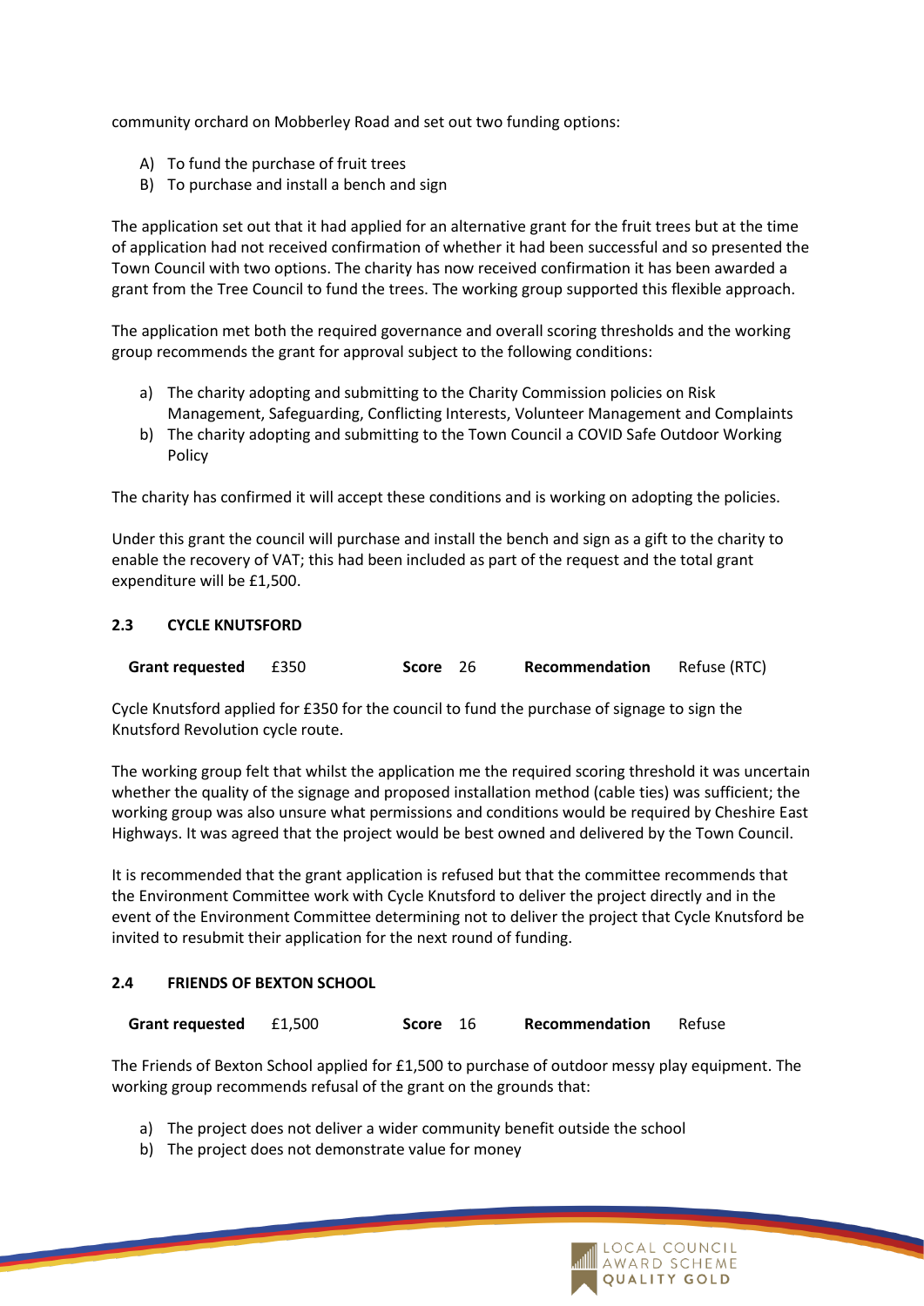community orchard on Mobberley Road and set out two funding options:

A) To fund the purchase of fruit trees
B) To purchase and install a bench and sign

The application set out that it had applied for an alternative grant for the fruit trees but at the time of application had not received confirmation of whether it had been successful and so presented the Town Council with two options. The charity has now received confirmation it has been awarded a grant from the Tree Council to fund the trees. The working group supported this flexible approach.

The application met both the required governance and overall scoring thresholds and the working group recommends the grant for approval subject to the following conditions:

a) The charity adopting and submitting to the Charity Commission policies on Risk Management, Safeguarding, Conflicting Interests, Volunteer Management and Complaints
b) The charity adopting and submitting to the Town Council a COVID Safe Outdoor Working Policy

The charity has confirmed it will accept these conditions and is working on adopting the policies.

Under this grant the council will purchase and install the bench and sign as a gift to the charity to enable the recovery of VAT; this had been included as part of the request and the total grant expenditure will be £1,500.

### 2.3 CYCLE KNUTSFORD

| **Grant requested** | £350 | **Score** | 26 | **Recommendation** | Refuse (RTC) |
|---|---|---|---|---|---|

Cycle Knutsford applied for £350 for the council to fund the purchase of signage to sign the Knutsford Revolution cycle route.

The working group felt that whilst the application me the required scoring threshold it was uncertain whether the quality of the signage and proposed installation method (cable ties) was sufficient; the working group was also unsure what permissions and conditions would be required by Cheshire East Highways. It was agreed that the project would be best owned and delivered by the Town Council.

It is recommended that the grant application is refused but that the committee recommends that the Environment Committee work with Cycle Knutsford to deliver the project directly and in the event of the Environment Committee determining not to deliver the project that Cycle Knutsford be invited to resubmit their application for the next round of funding.

### 2.4 FRIENDS OF BEXTON SCHOOL

| **Grant requested** | £1,500 | **Score** | 16 | **Recommendation** | Refuse |
|---|---|---|---|---|---|

The Friends of Bexton School applied for £1,500 to purchase of outdoor messy play equipment. The working group recommends refusal of the grant on the grounds that:

a) The project does not deliver a wider community benefit outside the school
b) The project does not demonstrate value for money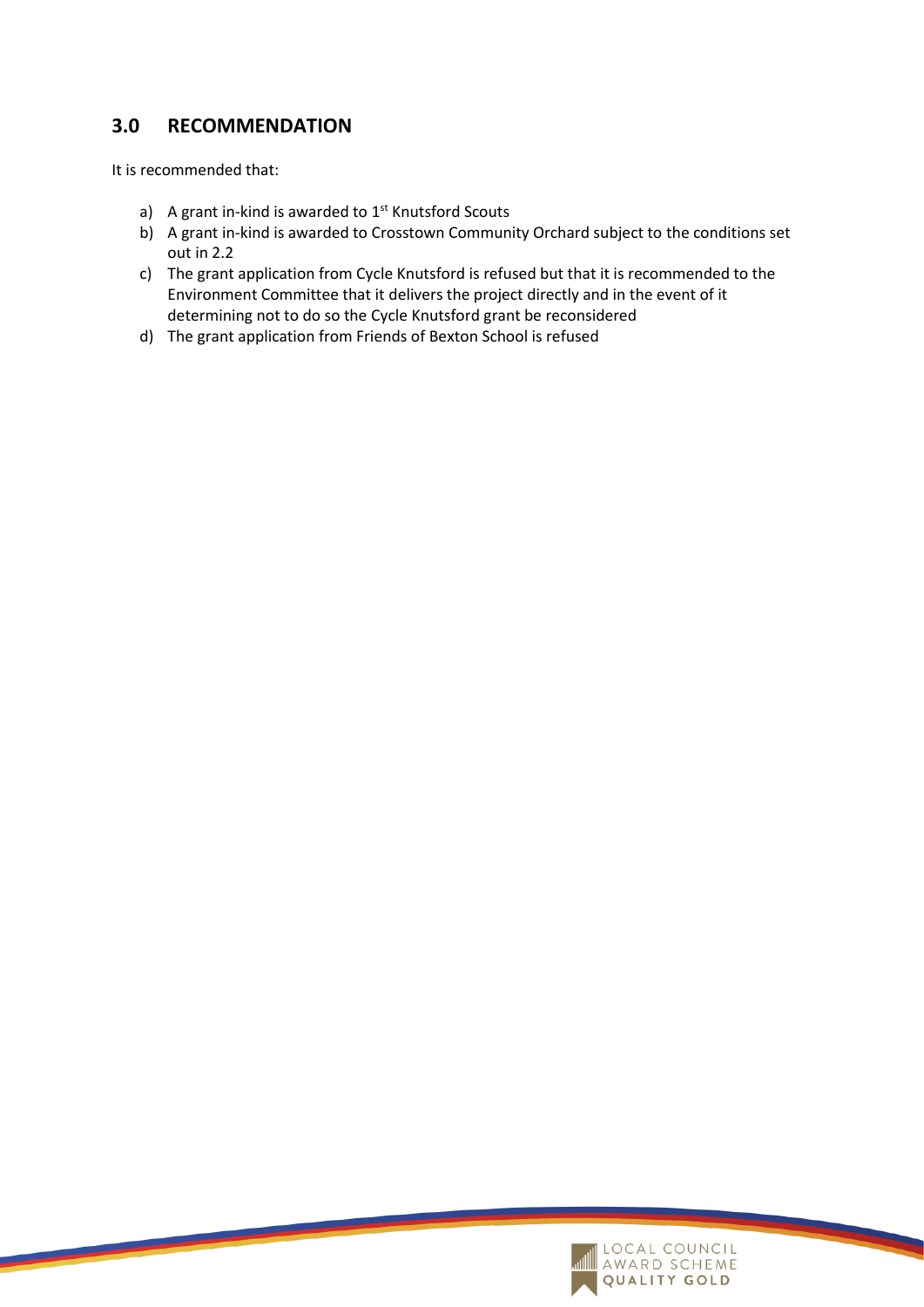## 3.0 RECOMMENDATION

It is recommended that:

a) A grant in-kind is awarded to 1st Knutsford Scouts
b) A grant in-kind is awarded to Crosstown Community Orchard subject to the conditions set out in 2.2
c) The grant application from Cycle Knutsford is refused but that it is recommended to the Environment Committee that it delivers the project directly and in the event of it determining not to do so the Cycle Knutsford grant be reconsidered
d) The grant application from Friends of Bexton School is refused